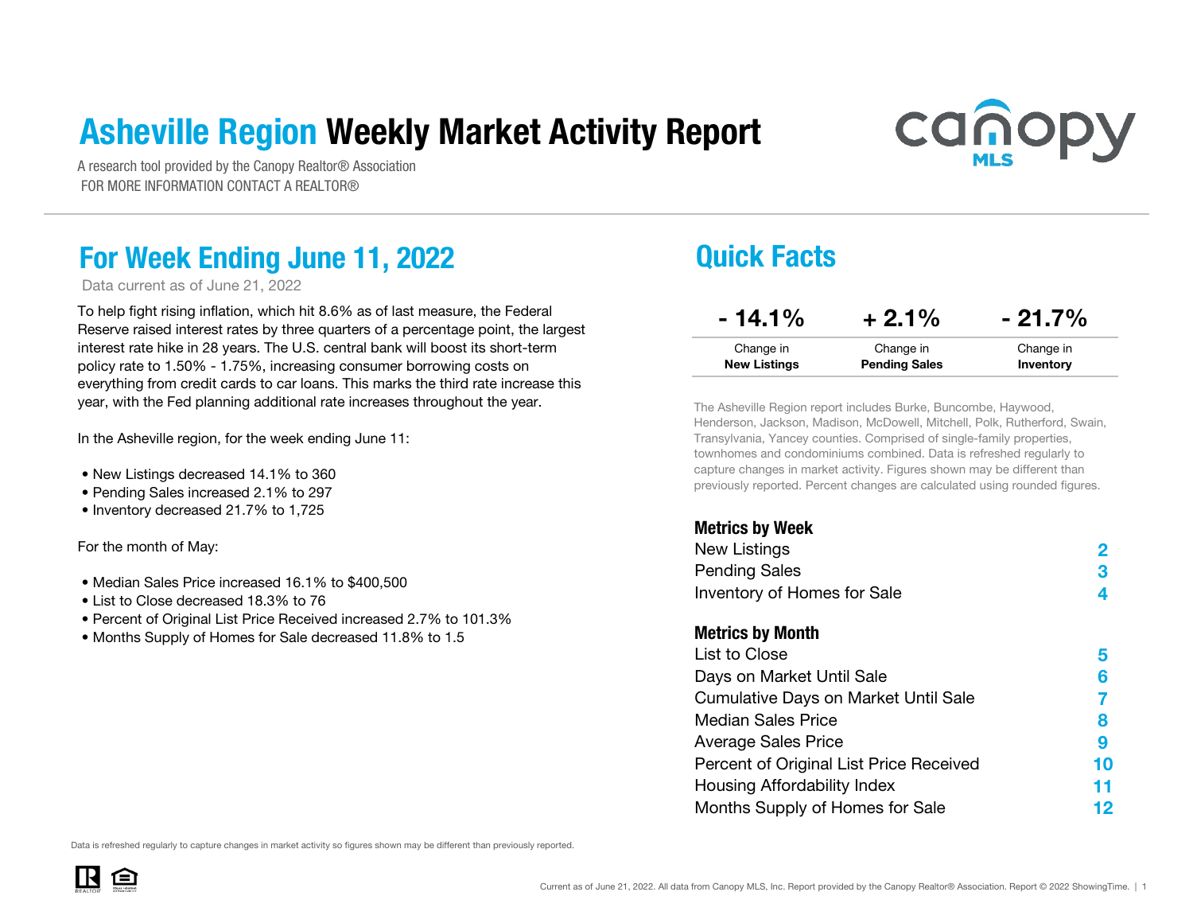# Asheville Region Weekly Market Activity Report

A research tool provided by the Canopy Realtor® Association
FOR MORE INFORMATION CONTACT A REALTOR®

## For Week Ending June 11, 2022

Data current as of June 21, 2022

To help fight rising inflation, which hit 8.6% as of last measure, the Federal Reserve raised interest rates by three quarters of a percentage point, the largest interest rate hike in 28 years. The U.S. central bank will boost its short-term policy rate to 1.50% - 1.75%, increasing consumer borrowing costs on everything from credit cards to car loans. This marks the third rate increase this year, with the Fed planning additional rate increases throughout the year.

In the Asheville region, for the week ending June 11:

- New Listings decreased 14.1% to 360
- Pending Sales increased 2.1% to 297
- Inventory decreased 21.7% to 1,725

For the month of May:

- Median Sales Price increased 16.1% to $400,500
- List to Close decreased 18.3% to 76
- Percent of Original List Price Received increased 2.7% to 101.3%
- Months Supply of Homes for Sale decreased 11.8% to 1.5

## Quick Facts

| - 14.1% | + 2.1% | - 21.7% |
| --- | --- | --- |
| Change in **New Listings** | Change in **Pending Sales** | Change in **Inventory** |

The Asheville Region report includes Burke, Buncombe, Haywood, Henderson, Jackson, Madison, McDowell, Mitchell, Polk, Rutherford, Swain, Transylvania, Yancey counties. Comprised of single-family properties, townhomes and condominiums combined. Data is refreshed regularly to capture changes in market activity. Figures shown may be different than previously reported. Percent changes are calculated using rounded figures.

**Metrics by Week**

| | |
| --- | --- |
| New Listings | 2 |
| Pending Sales | 3 |
| Inventory of Homes for Sale | 4 |

**Metrics by Month**

| | |
| --- | --- |
| List to Close | 5 |
| Days on Market Until Sale | 6 |
| Cumulative Days on Market Until Sale | 7 |
| Median Sales Price | 8 |
| Average Sales Price | 9 |
| Percent of Original List Price Received | 10 |
| Housing Affordability Index | 11 |
| Months Supply of Homes for Sale | 12 |

Data is refreshed regularly to capture changes in market activity so figures shown may be different than previously reported.

Current as of June 21, 2022. All data from Canopy MLS, Inc. Report provided by the Canopy Realtor® Association. Report © 2022 ShowingTime.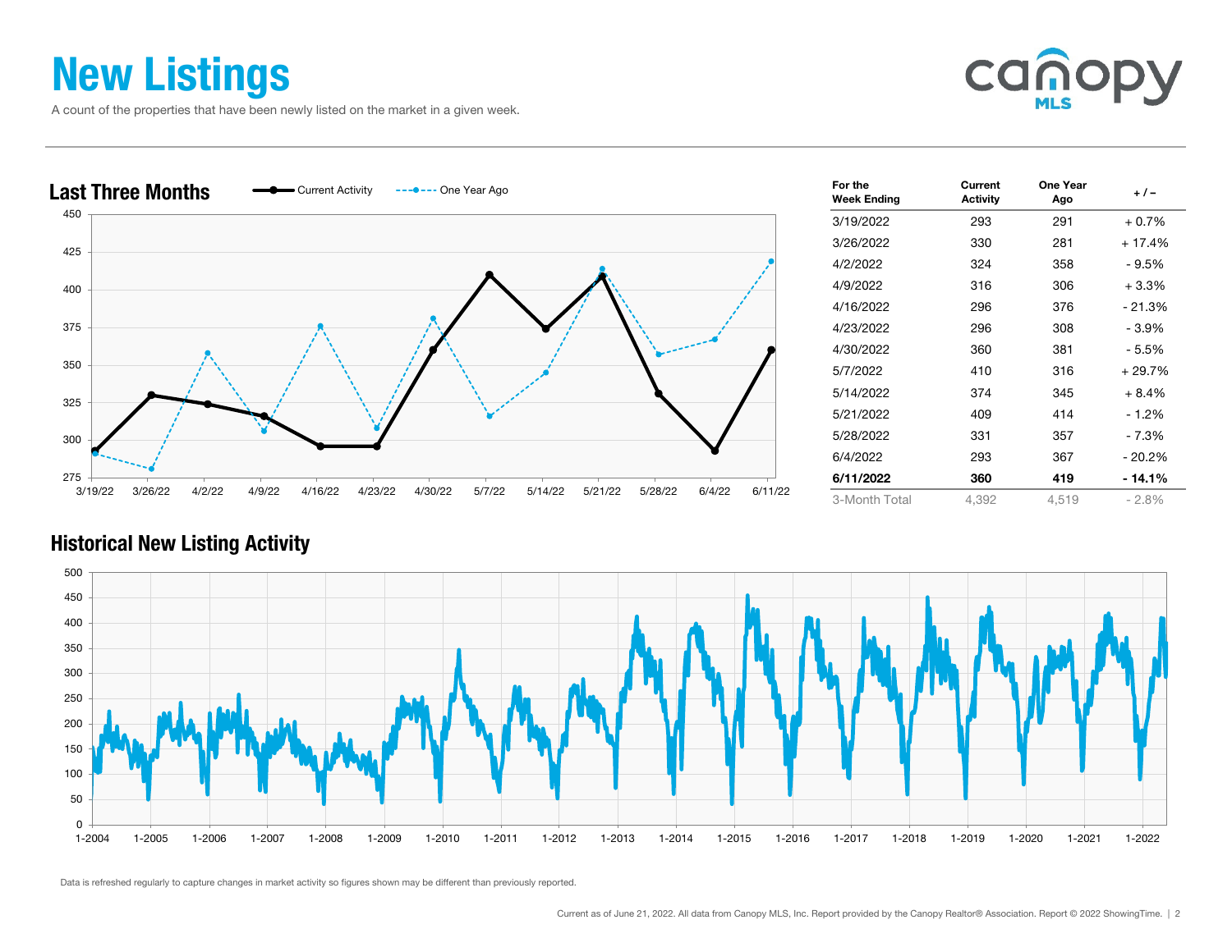# New Listings

A count of the properties that have been newly listed on the market in a given week.

## Last Three Months

| For the Week Ending | Current Activity | One Year Ago | + / – |
|---|---|---|---|
| 3/19/2022 | 293 | 291 | + 0.7% |
| 3/26/2022 | 330 | 281 | + 17.4% |
| 4/2/2022 | 324 | 358 | - 9.5% |
| 4/9/2022 | 316 | 306 | + 3.3% |
| 4/16/2022 | 296 | 376 | - 21.3% |
| 4/23/2022 | 296 | 308 | - 3.9% |
| 4/30/2022 | 360 | 381 | - 5.5% |
| 5/7/2022 | 410 | 316 | + 29.7% |
| 5/14/2022 | 374 | 345 | + 8.4% |
| 5/21/2022 | 409 | 414 | - 1.2% |
| 5/28/2022 | 331 | 357 | - 7.3% |
| 6/4/2022 | 293 | 367 | - 20.2% |
| **6/11/2022** | **360** | **419** | **- 14.1%** |
| 3-Month Total | 4,392 | 4,519 | - 2.8% |

## Historical New Listing Activity

Data is refreshed regularly to capture changes in market activity so figures shown may be different than previously reported.

Current as of June 21, 2022. All data from Canopy MLS, Inc. Report provided by the Canopy Realtor® Association. Report © 2022 ShowingTime.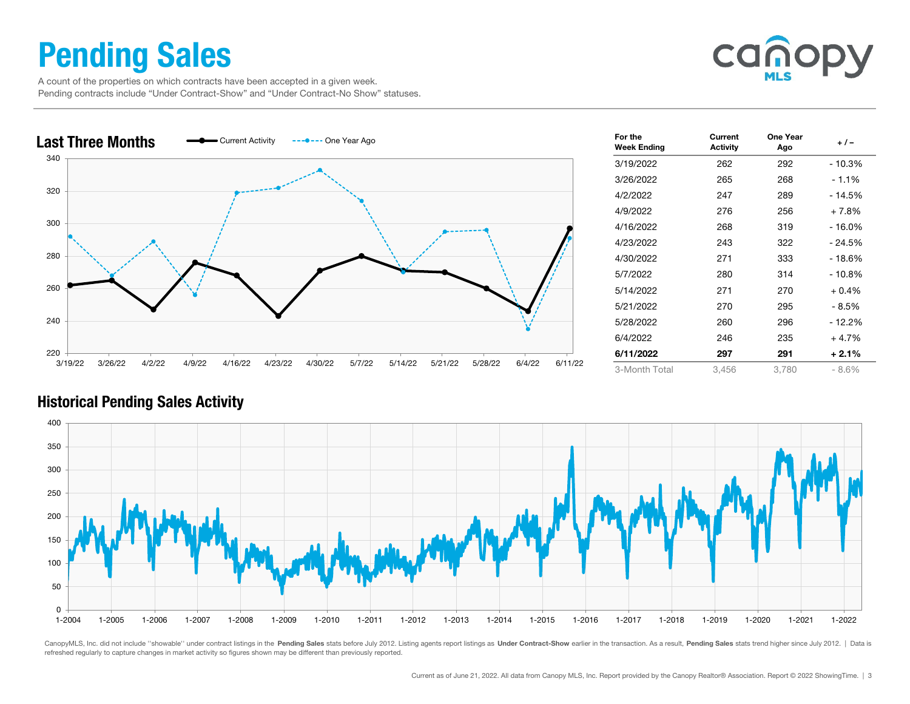# Pending Sales

A count of the properties on which contracts have been accepted in a given week.
Pending contracts include "Under Contract-Show" and "Under Contract-No Show" statuses.

## Last Three Months

| For the Week Ending | Current Activity | One Year Ago | + / – |
|---|---|---|---|
| 3/19/2022 | 262 | 292 | - 10.3% |
| 3/26/2022 | 265 | 268 | - 1.1% |
| 4/2/2022 | 247 | 289 | - 14.5% |
| 4/9/2022 | 276 | 256 | + 7.8% |
| 4/16/2022 | 268 | 319 | - 16.0% |
| 4/23/2022 | 243 | 322 | - 24.5% |
| 4/30/2022 | 271 | 333 | - 18.6% |
| 5/7/2022 | 280 | 314 | - 10.8% |
| 5/14/2022 | 271 | 270 | + 0.4% |
| 5/21/2022 | 270 | 295 | - 8.5% |
| 5/28/2022 | 260 | 296 | - 12.2% |
| 6/4/2022 | 246 | 235 | + 4.7% |
| **6/11/2022** | **297** | **291** | **+ 2.1%** |
| 3-Month Total | 3,456 | 3,780 | - 8.6% |

## Historical Pending Sales Activity

CanopyMLS, Inc. did not include "showable" under contract listings in the **Pending Sales** stats before July 2012. Listing agents report listings as **Under Contract-Show** earlier in the transaction. As a result, **Pending Sales** stats trend higher since July 2012. | Data is refreshed regularly to capture changes in market activity so figures shown may be different than previously reported.

Current as of June 21, 2022. All data from Canopy MLS, Inc. Report provided by the Canopy Realtor® Association. Report © 2022 ShowingTime.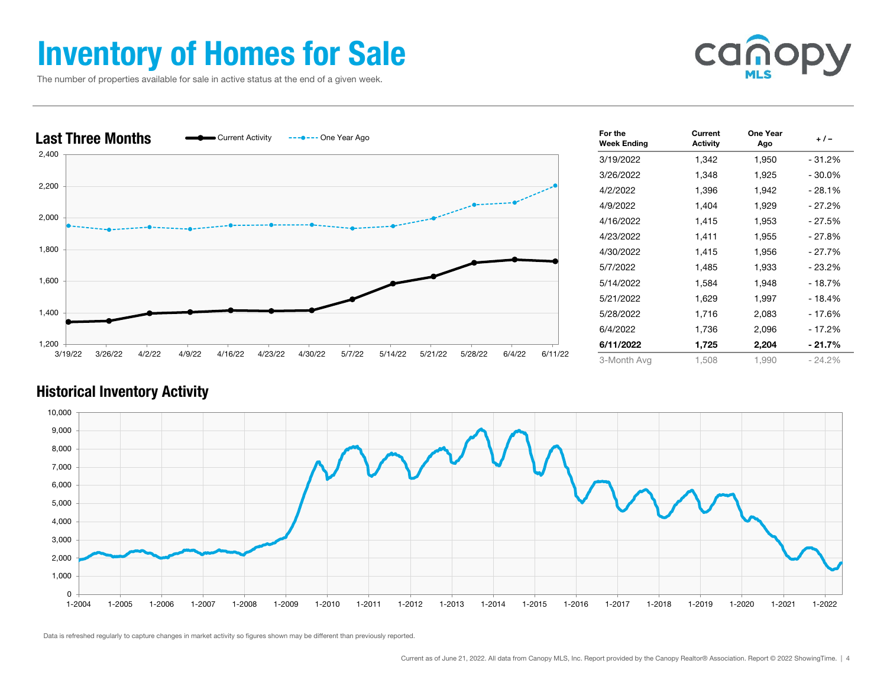# Inventory of Homes for Sale

The number of properties available for sale in active status at the end of a given week.

## Last Three Months

| For the Week Ending | Current Activity | One Year Ago | + / – |
|---|---|---|---|
| 3/19/2022 | 1,342 | 1,950 | - 31.2% |
| 3/26/2022 | 1,348 | 1,925 | - 30.0% |
| 4/2/2022 | 1,396 | 1,942 | - 28.1% |
| 4/9/2022 | 1,404 | 1,929 | - 27.2% |
| 4/16/2022 | 1,415 | 1,953 | - 27.5% |
| 4/23/2022 | 1,411 | 1,955 | - 27.8% |
| 4/30/2022 | 1,415 | 1,956 | - 27.7% |
| 5/7/2022 | 1,485 | 1,933 | - 23.2% |
| 5/14/2022 | 1,584 | 1,948 | - 18.7% |
| 5/21/2022 | 1,629 | 1,997 | - 18.4% |
| 5/28/2022 | 1,716 | 2,083 | - 17.6% |
| 6/4/2022 | 1,736 | 2,096 | - 17.2% |
| **6/11/2022** | **1,725** | **2,204** | **- 21.7%** |
| 3-Month Avg | 1,508 | 1,990 | - 24.2% |

## Historical Inventory Activity

Data is refreshed regularly to capture changes in market activity so figures shown may be different than previously reported.

Current as of June 21, 2022. All data from Canopy MLS, Inc. Report provided by the Canopy Realtor® Association. Report © 2022 ShowingTime.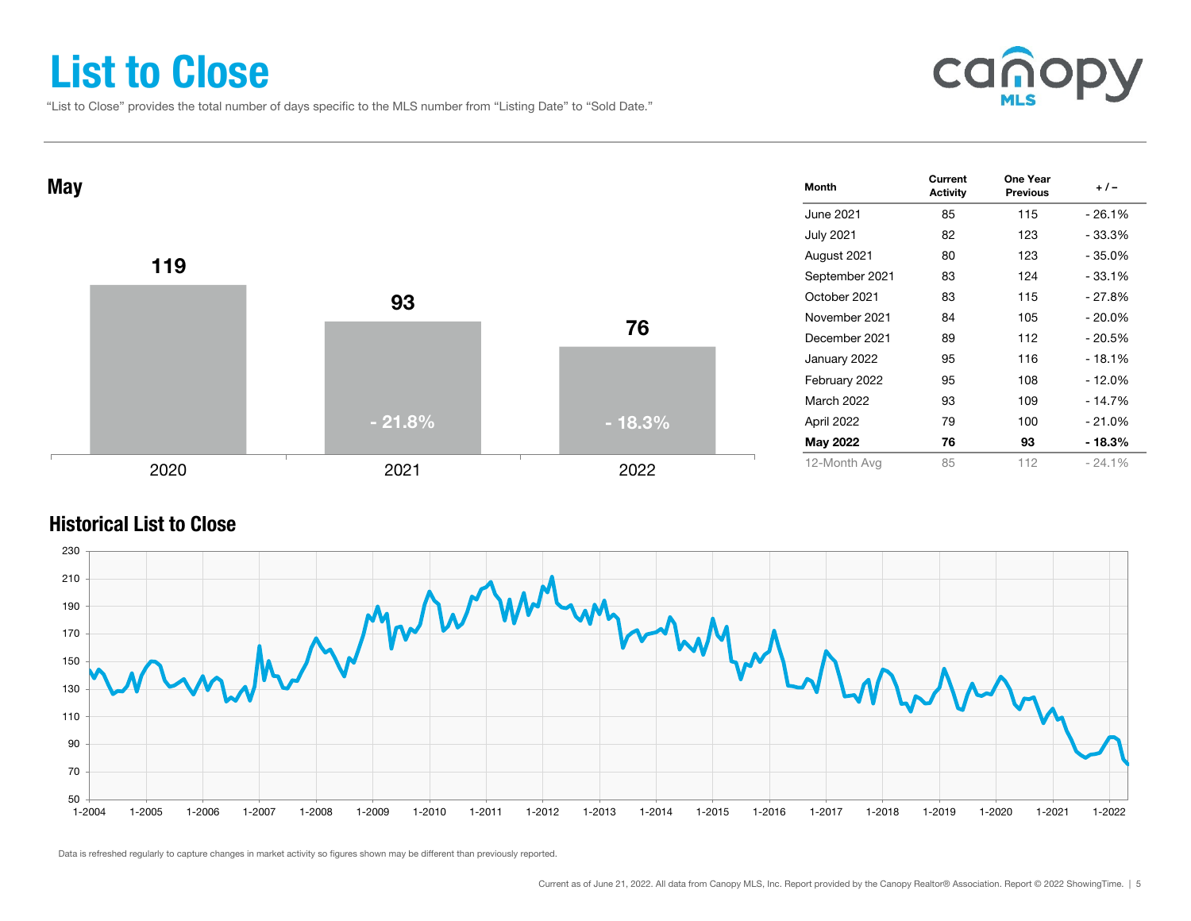# List to Close

"List to Close" provides the total number of days specific to the MLS number from "Listing Date" to "Sold Date."

## May

| Year | List to Close | Change |
|---|---|---|
| 2020 | 119 | |
| 2021 | 93 | - 21.8% |
| 2022 | 76 | - 18.3% |

| Month | Current Activity | One Year Previous | + / – |
|---|---|---|---|
| June 2021 | 85 | 115 | - 26.1% |
| July 2021 | 82 | 123 | - 33.3% |
| August 2021 | 80 | 123 | - 35.0% |
| September 2021 | 83 | 124 | - 33.1% |
| October 2021 | 83 | 115 | - 27.8% |
| November 2021 | 84 | 105 | - 20.0% |
| December 2021 | 89 | 112 | - 20.5% |
| January 2022 | 95 | 116 | - 18.1% |
| February 2022 | 95 | 108 | - 12.0% |
| March 2022 | 93 | 109 | - 14.7% |
| April 2022 | 79 | 100 | - 21.0% |
| **May 2022** | **76** | **93** | **- 18.3%** |
| 12-Month Avg | 85 | 112 | - 24.1% |

## Historical List to Close

Data is refreshed regularly to capture changes in market activity so figures shown may be different than previously reported.

Current as of June 21, 2022. All data from Canopy MLS, Inc. Report provided by the Canopy Realtor® Association. Report © 2022 ShowingTime.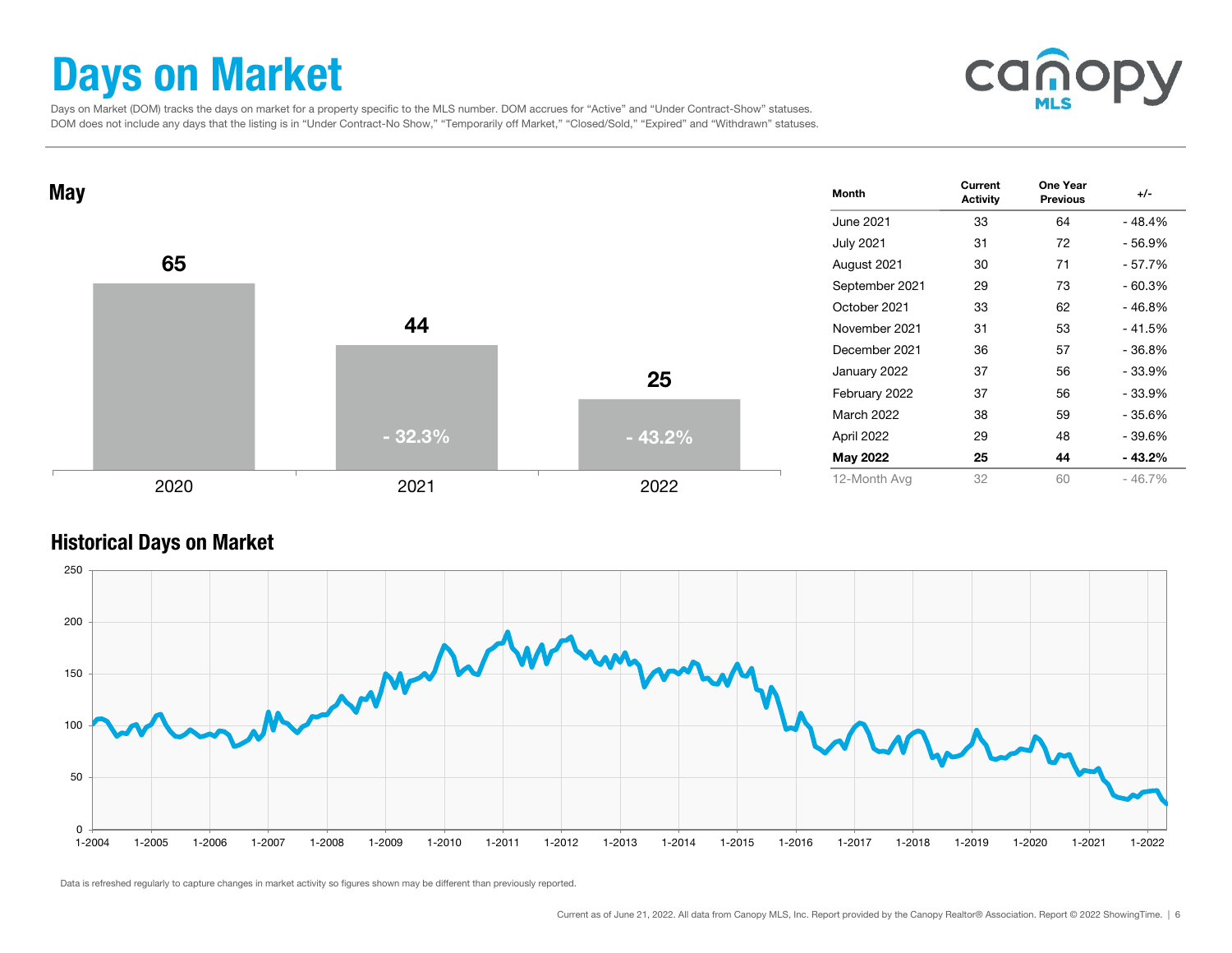# Days on Market

Days on Market (DOM) tracks the days on market for a property specific to the MLS number. DOM accrues for "Active" and "Under Contract-Show" statuses. DOM does not include any days that the listing is in "Under Contract-No Show," "Temporarily off Market," "Closed/Sold," "Expired" and "Withdrawn" statuses.

## May

| Year | Days on Market | Change |
|---|---|---|
| 2020 | 65 | |
| 2021 | 44 | - 32.3% |
| 2022 | 25 | - 43.2% |

| Month | Current Activity | One Year Previous | +/- |
|---|---|---|---|
| June 2021 | 33 | 64 | - 48.4% |
| July 2021 | 31 | 72 | - 56.9% |
| August 2021 | 30 | 71 | - 57.7% |
| September 2021 | 29 | 73 | - 60.3% |
| October 2021 | 33 | 62 | - 46.8% |
| November 2021 | 31 | 53 | - 41.5% |
| December 2021 | 36 | 57 | - 36.8% |
| January 2022 | 37 | 56 | - 33.9% |
| February 2022 | 37 | 56 | - 33.9% |
| March 2022 | 38 | 59 | - 35.6% |
| April 2022 | 29 | 48 | - 39.6% |
| **May 2022** | **25** | **44** | **- 43.2%** |
| 12-Month Avg | 32 | 60 | - 46.7% |

## Historical Days on Market

Data is refreshed regularly to capture changes in market activity so figures shown may be different than previously reported.

Current as of June 21, 2022. All data from Canopy MLS, Inc. Report provided by the Canopy Realtor® Association. Report © 2022 ShowingTime.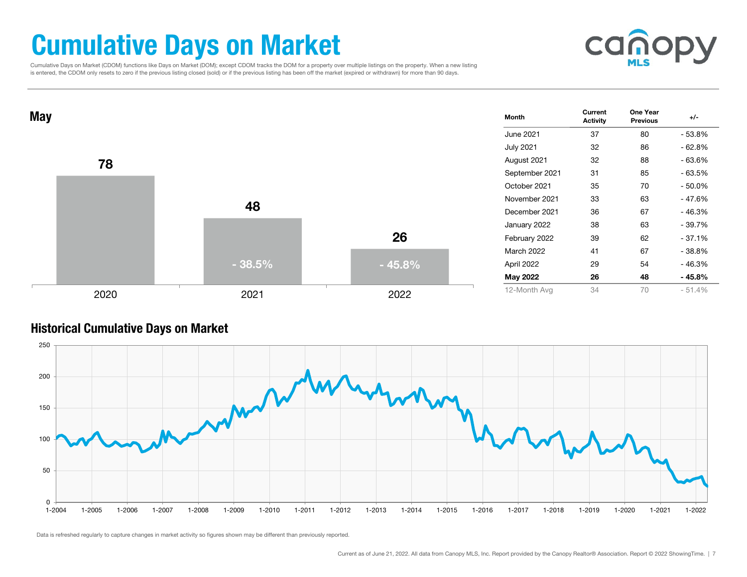# Cumulative Days on Market

Cumulative Days on Market (CDOM) functions like Days on Market (DOM); except CDOM tracks the DOM for a property over multiple listings on the property. When a new listing is entered, the CDOM only resets to zero if the previous listing closed (sold) or if the previous listing has been off the market (expired or withdrawn) for more than 90 days.

## May

| Year | Value | Change |
|---|---|---|
| 2020 | 78 | |
| 2021 | 48 | - 38.5% |
| 2022 | 26 | - 45.8% |

| Month | Current Activity | One Year Previous | +/- |
|---|---|---|---|
| June 2021 | 37 | 80 | - 53.8% |
| July 2021 | 32 | 86 | - 62.8% |
| August 2021 | 32 | 88 | - 63.6% |
| September 2021 | 31 | 85 | - 63.5% |
| October 2021 | 35 | 70 | - 50.0% |
| November 2021 | 33 | 63 | - 47.6% |
| December 2021 | 36 | 67 | - 46.3% |
| January 2022 | 38 | 63 | - 39.7% |
| February 2022 | 39 | 62 | - 37.1% |
| March 2022 | 41 | 67 | - 38.8% |
| April 2022 | 29 | 54 | - 46.3% |
| **May 2022** | **26** | **48** | **- 45.8%** |
| 12-Month Avg | 34 | 70 | - 51.4% |

## Historical Cumulative Days on Market

Data is refreshed regularly to capture changes in market activity so figures shown may be different than previously reported.

Current as of June 21, 2022. All data from Canopy MLS, Inc. Report provided by the Canopy Realtor® Association. Report © 2022 ShowingTime.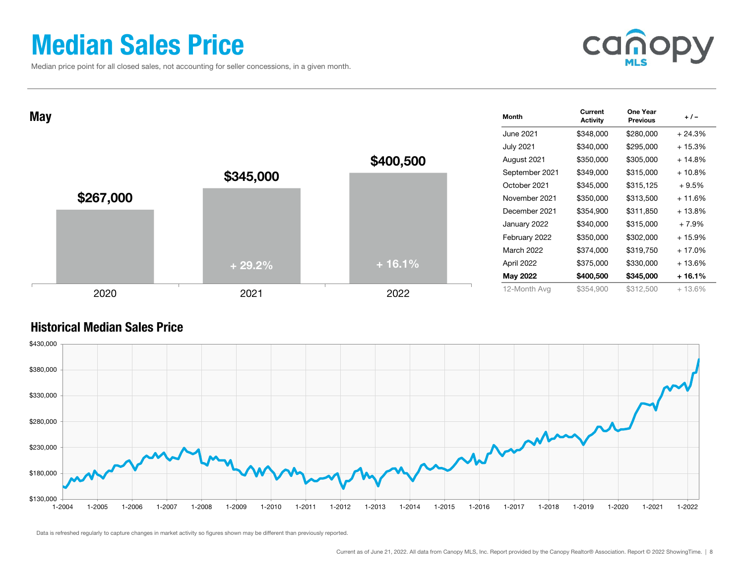# Median Sales Price

Median price point for all closed sales, not accounting for seller concessions, in a given month.

## May

| Year | Median Sales Price | Change |
|---|---|---|
| 2020 | $267,000 | |
| 2021 | $345,000 | + 29.2% |
| 2022 | $400,500 | + 16.1% |

| Month | Current Activity | One Year Previous | + / – |
|---|---|---|---|
| June 2021 | $348,000 | $280,000 | + 24.3% |
| July 2021 | $340,000 | $295,000 | + 15.3% |
| August 2021 | $350,000 | $305,000 | + 14.8% |
| September 2021 | $349,000 | $315,000 | + 10.8% |
| October 2021 | $345,000 | $315,125 | + 9.5% |
| November 2021 | $350,000 | $313,500 | + 11.6% |
| December 2021 | $354,900 | $311,850 | + 13.8% |
| January 2022 | $340,000 | $315,000 | + 7.9% |
| February 2022 | $350,000 | $302,000 | + 15.9% |
| March 2022 | $374,000 | $319,750 | + 17.0% |
| April 2022 | $375,000 | $330,000 | + 13.6% |
| **May 2022** | **$400,500** | **$345,000** | **+ 16.1%** |
| 12-Month Avg | $354,900 | $312,500 | + 13.6% |

## Historical Median Sales Price

Data is refreshed regularly to capture changes in market activity so figures shown may be different than previously reported.

Current as of June 21, 2022. All data from Canopy MLS, Inc. Report provided by the Canopy Realtor® Association. Report © 2022 ShowingTime.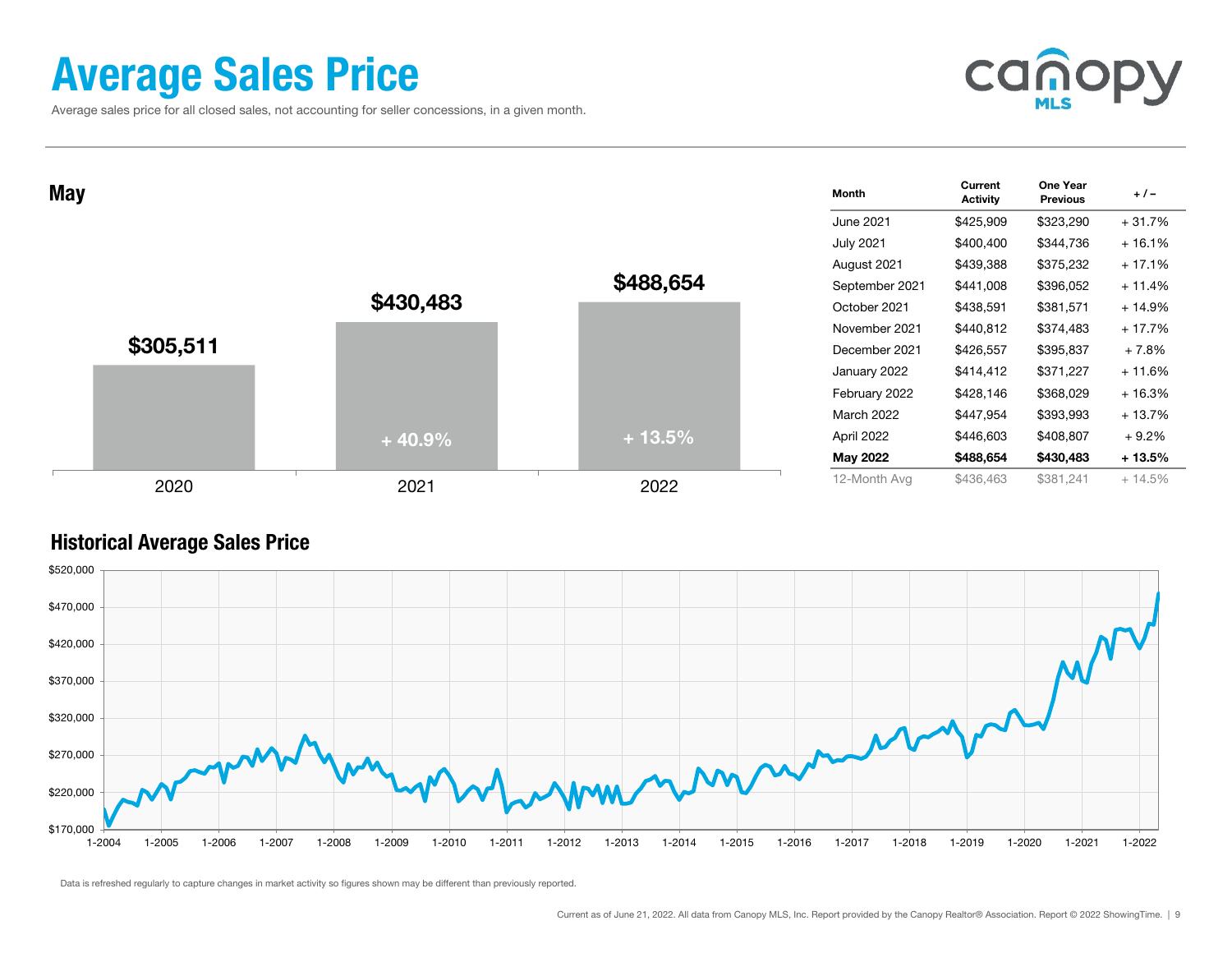# Average Sales Price

Average sales price for all closed sales, not accounting for seller concessions, in a given month.

## May

| Year | Average Sales Price | Change |
|---|---|---|
| 2020 | $305,511 | |
| 2021 | $430,483 | + 40.9% |
| 2022 | $488,654 | + 13.5% |

| Month | Current Activity | One Year Previous | + / – |
|---|---|---|---|
| June 2021 | $425,909 | $323,290 | + 31.7% |
| July 2021 | $400,400 | $344,736 | + 16.1% |
| August 2021 | $439,388 | $375,232 | + 17.1% |
| September 2021 | $441,008 | $396,052 | + 11.4% |
| October 2021 | $438,591 | $381,571 | + 14.9% |
| November 2021 | $440,812 | $374,483 | + 17.7% |
| December 2021 | $426,557 | $395,837 | + 7.8% |
| January 2022 | $414,412 | $371,227 | + 11.6% |
| February 2022 | $428,146 | $368,029 | + 16.3% |
| March 2022 | $447,954 | $393,993 | + 13.7% |
| April 2022 | $446,603 | $408,807 | + 9.2% |
| **May 2022** | **$488,654** | **$430,483** | **+ 13.5%** |
| 12-Month Avg | $436,463 | $381,241 | + 14.5% |

## Historical Average Sales Price

Data is refreshed regularly to capture changes in market activity so figures shown may be different than previously reported.

Current as of June 21, 2022. All data from Canopy MLS, Inc. Report provided by the Canopy Realtor® Association. Report © 2022 ShowingTime.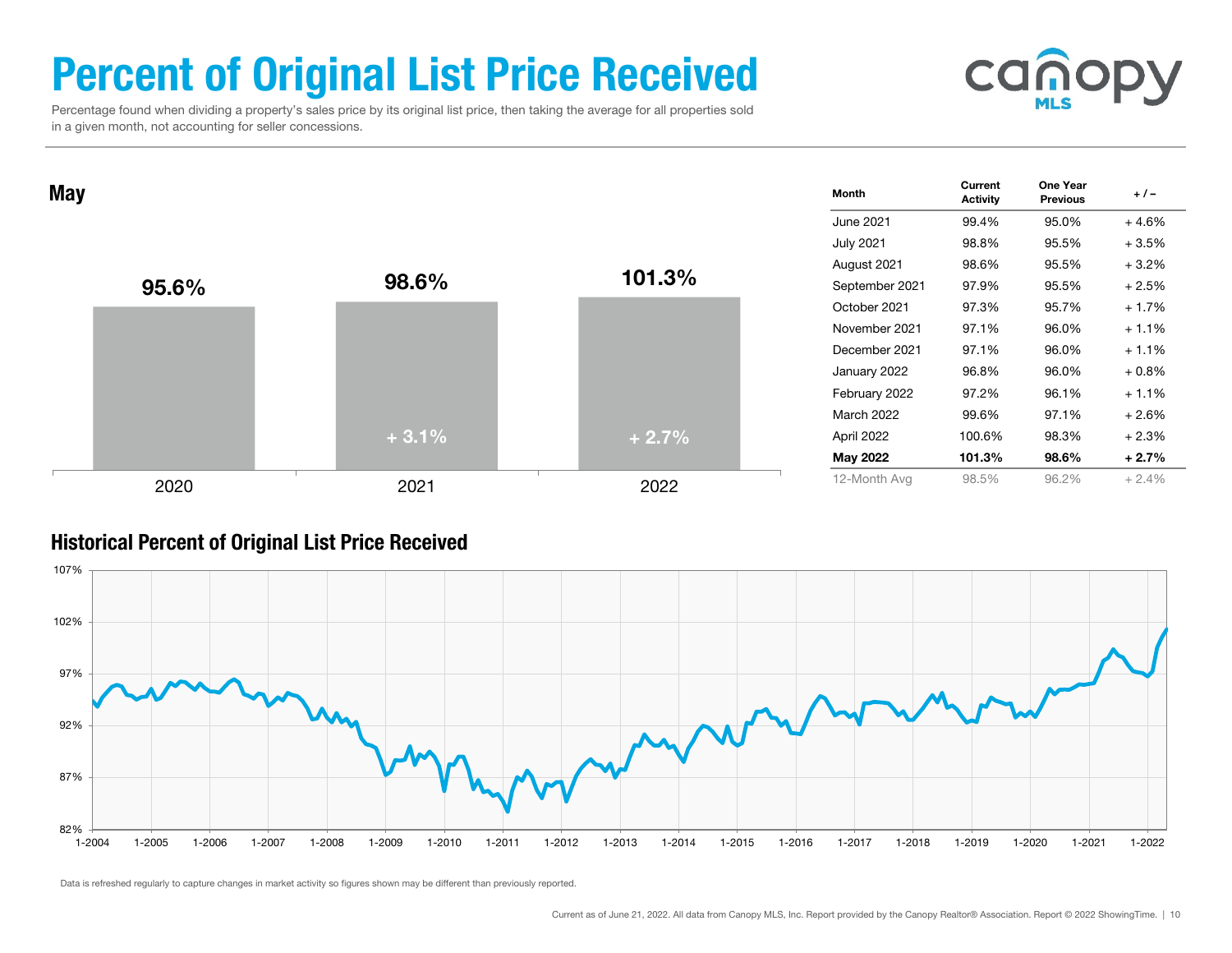# Percent of Original List Price Received

Percentage found when dividing a property's sales price by its original list price, then taking the average for all properties sold in a given month, not accounting for seller concessions.

## May

| Year | Percent | Change |
| --- | --- | --- |
| 2020 | 95.6% | |
| 2021 | 98.6% | + 3.1% |
| 2022 | 101.3% | + 2.7% |

| Month | Current Activity | One Year Previous | + / – |
| --- | --- | --- | --- |
| June 2021 | 99.4% | 95.0% | + 4.6% |
| July 2021 | 98.8% | 95.5% | + 3.5% |
| August 2021 | 98.6% | 95.5% | + 3.2% |
| September 2021 | 97.9% | 95.5% | + 2.5% |
| October 2021 | 97.3% | 95.7% | + 1.7% |
| November 2021 | 97.1% | 96.0% | + 1.1% |
| December 2021 | 97.1% | 96.0% | + 1.1% |
| January 2022 | 96.8% | 96.0% | + 0.8% |
| February 2022 | 97.2% | 96.1% | + 1.1% |
| March 2022 | 99.6% | 97.1% | + 2.6% |
| April 2022 | 100.6% | 98.3% | + 2.3% |
| **May 2022** | **101.3%** | **98.6%** | **+ 2.7%** |
| 12-Month Avg | 98.5% | 96.2% | + 2.4% |

## Historical Percent of Original List Price Received

Data is refreshed regularly to capture changes in market activity so figures shown may be different than previously reported.

Current as of June 21, 2022. All data from Canopy MLS, Inc. Report provided by the Canopy Realtor® Association. Report © 2022 ShowingTime.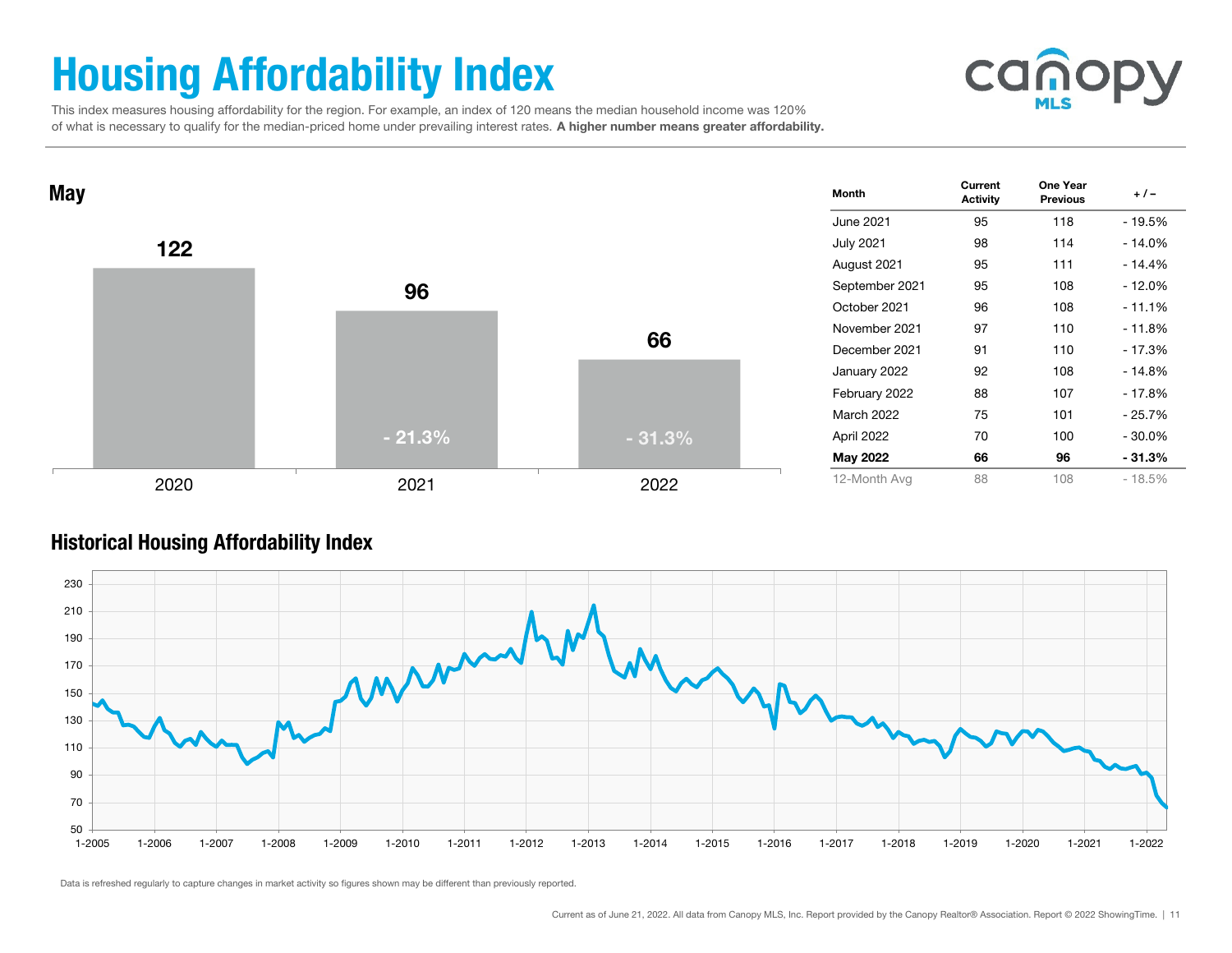# Housing Affordability Index

This index measures housing affordability for the region. For example, an index of 120 means the median household income was 120% of what is necessary to qualify for the median-priced home under prevailing interest rates. **A higher number means greater affordability.**

## May

| Year | Index | Change |
|---|---|---|
| 2020 | 122 | |
| 2021 | 96 | - 21.3% |
| 2022 | 66 | - 31.3% |

| Month | Current Activity | One Year Previous | + / – |
|---|---|---|---|
| June 2021 | 95 | 118 | - 19.5% |
| July 2021 | 98 | 114 | - 14.0% |
| August 2021 | 95 | 111 | - 14.4% |
| September 2021 | 95 | 108 | - 12.0% |
| October 2021 | 96 | 108 | - 11.1% |
| November 2021 | 97 | 110 | - 11.8% |
| December 2021 | 91 | 110 | - 17.3% |
| January 2022 | 92 | 108 | - 14.8% |
| February 2022 | 88 | 107 | - 17.8% |
| March 2022 | 75 | 101 | - 25.7% |
| April 2022 | 70 | 100 | - 30.0% |
| **May 2022** | **66** | **96** | **- 31.3%** |
| 12-Month Avg | 88 | 108 | - 18.5% |

## Historical Housing Affordability Index

Data is refreshed regularly to capture changes in market activity so figures shown may be different than previously reported.

Current as of June 21, 2022. All data from Canopy MLS, Inc. Report provided by the Canopy Realtor® Association. Report © 2022 ShowingTime.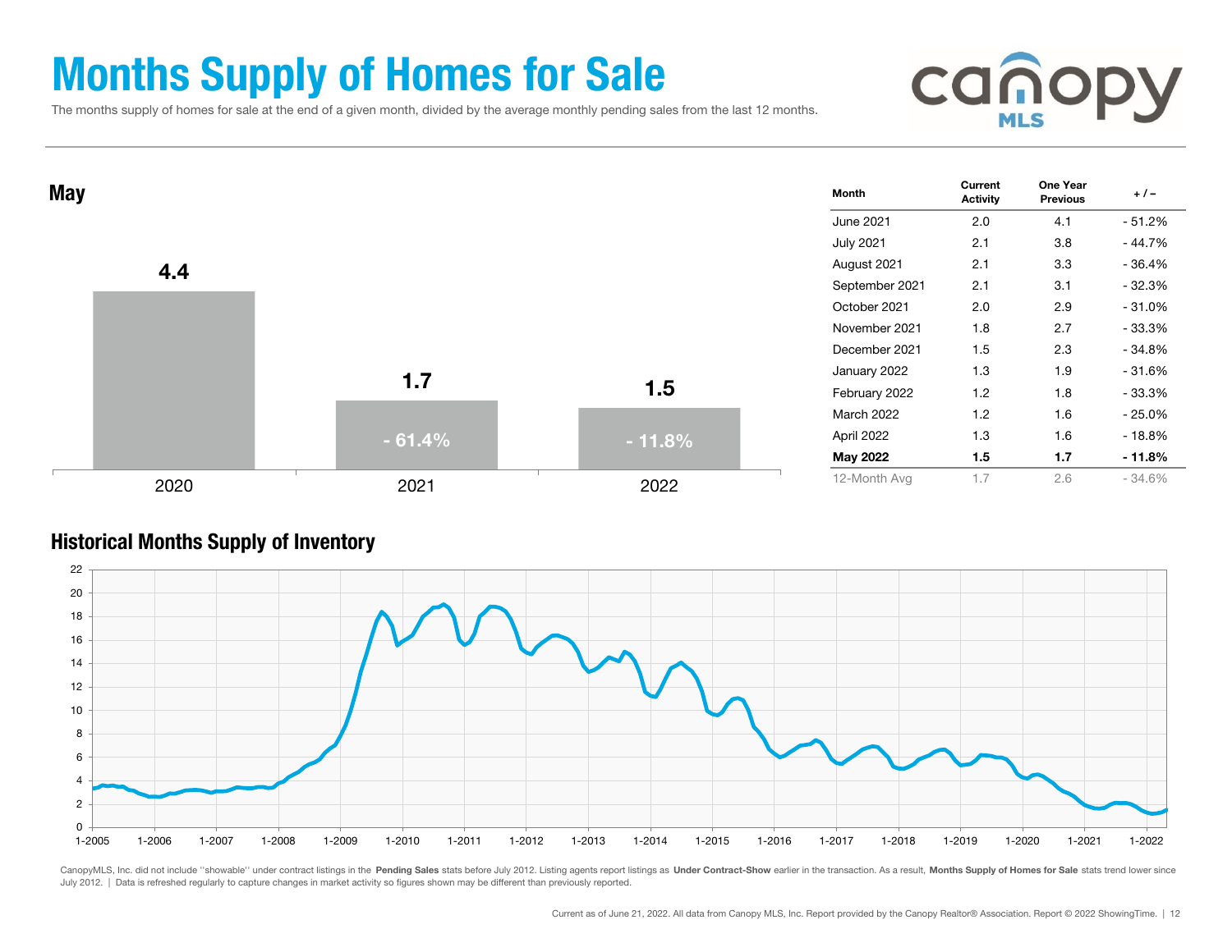# Months Supply of Homes for Sale

The months supply of homes for sale at the end of a given month, divided by the average monthly pending sales from the last 12 months.

canopy MLS

## May

4.4

1.7

- 61.4%

1.5

- 11.8%

2020 2021 2022

| Month | Current Activity | One Year Previous | + / – |
|---|---|---|---|
| June 2021 | 2.0 | 4.1 | - 51.2% |
| July 2021 | 2.1 | 3.8 | - 44.7% |
| August 2021 | 2.1 | 3.3 | - 36.4% |
| September 2021 | 2.1 | 3.1 | - 32.3% |
| October 2021 | 2.0 | 2.9 | - 31.0% |
| November 2021 | 1.8 | 2.7 | - 33.3% |
| December 2021 | 1.5 | 2.3 | - 34.8% |
| January 2022 | 1.3 | 1.9 | - 31.6% |
| February 2022 | 1.2 | 1.8 | - 33.3% |
| March 2022 | 1.2 | 1.6 | - 25.0% |
| April 2022 | 1.3 | 1.6 | - 18.8% |
| **May 2022** | **1.5** | **1.7** | **- 11.8%** |
| 12-Month Avg | 1.7 | 2.6 | - 34.6% |

## Historical Months Supply of Inventory

22
20
18
16
14
12
10
8
6
4
2
0

1-2005 1-2006 1-2007 1-2008 1-2009 1-2010 1-2011 1-2012 1-2013 1-2014 1-2015 1-2016 1-2017 1-2018 1-2019 1-2020 1-2021 1-2022

CanopyMLS, Inc. did not include "showable" under contract listings in the **Pending Sales** stats before July 2012. Listing agents report listings as **Under Contract-Show** earlier in the transaction. As a result, **Months Supply of Homes for Sale** stats trend lower since July 2012. | Data is refreshed regularly to capture changes in market activity so figures shown may be different than previously reported.

Current as of June 21, 2022. All data from Canopy MLS, Inc. Report provided by the Canopy Realtor® Association. Report © 2022 ShowingTime.